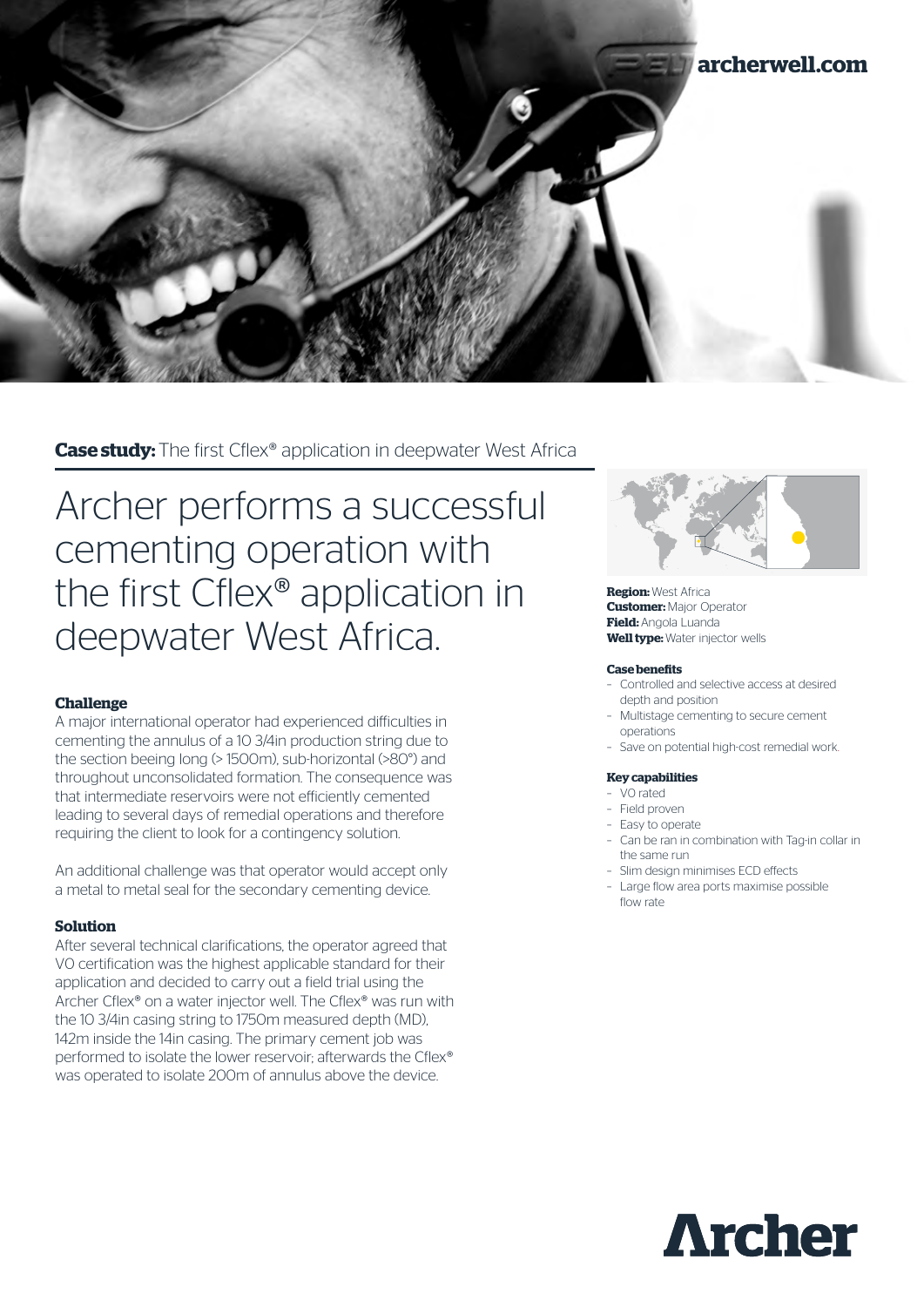archerwell.com

**Case study:** The first Cflex® application in deepwater West Africa

# Archer performs a successful cementing operation with the first Cflex® application in deepwater West Africa.

**Region:** West Africa
**Customer:** Major Operator
**Field:** Angola Luanda
**Well type:** Water injector wells

### Challenge

A major international operator had experienced difficulties in cementing the annulus of a 10 3/4in production string due to the section beeing long (> 1500m), sub-horizontal (>80°) and throughout unconsolidated formation. The consequence was that intermediate reservoirs were not efficiently cemented leading to several days of remedial operations and therefore requiring the client to look for a contingency solution.

An additional challenge was that operator would accept only a metal to metal seal for the secondary cementing device.

### Solution

After several technical clarifications, the operator agreed that V0 certification was the highest applicable standard for their application and decided to carry out a field trial using the Archer Cflex® on a water injector well. The Cflex® was run with the 10 3/4in casing string to 1750m measured depth (MD), 142m inside the 14in casing. The primary cement job was performed to isolate the lower reservoir; afterwards the Cflex® was operated to isolate 200m of annulus above the device.

#### Case benefits

- Controlled and selective access at desired depth and position
- Multistage cementing to secure cement operations
- Save on potential high-cost remedial work.

#### Key capabilities

- V0 rated
- Field proven
- Easy to operate
- Can be ran in combination with Tag-in collar in the same run
- Slim design minimises ECD effects
- Large flow area ports maximise possible flow rate

Archer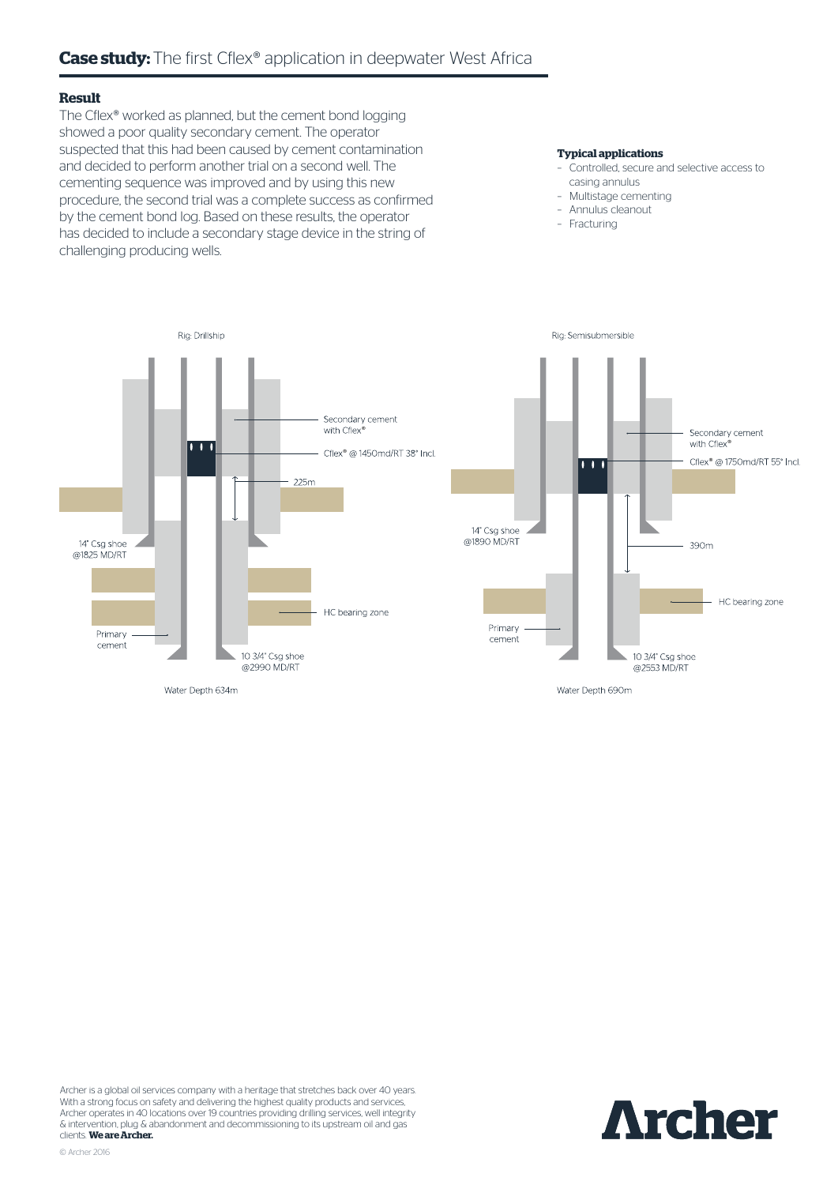## Case study: The first Cflex® application in deepwater West Africa

### Result

The Cflex® worked as planned, but the cement bond logging showed a poor quality secondary cement. The operator suspected that this had been caused by cement contamination and decided to perform another trial on a second well. The cementing sequence was improved and by using this new procedure, the second trial was a complete success as confirmed by the cement bond log. Based on these results, the operator has decided to include a secondary stage device in the string of challenging producing wells.

**Typical applications**

- Controlled, secure and selective access to casing annulus
- Multistage cementing
- Annulus cleanout
- Fracturing

Rig: Drillship

Secondary cement with Cflex®

Cflex® @ 1450md/RT 38° Incl.

225m

14" Csg shoe @1825 MD/RT

HC bearing zone

Primary cement

10 3/4" Csg shoe @2990 MD/RT

Water Depth 634m

Rig: Semisubmersible

Secondary cement with Cflex®

Cflex® @ 1750md/RT 55° Incl.

14" Csg shoe @1890 MD/RT

390m

HC bearing zone

Primary cement

10 3/4" Csg shoe @2553 MD/RT

Water Depth 690m

Archer is a global oil services company with a heritage that stretches back over 40 years. With a strong focus on safety and delivering the highest quality products and services, Archer operates in 40 locations over 19 countries providing drilling services, well integrity & intervention, plug & abandonment and decommissioning to its upstream oil and gas clients. **We are Archer.**

Archer

© Archer 2016